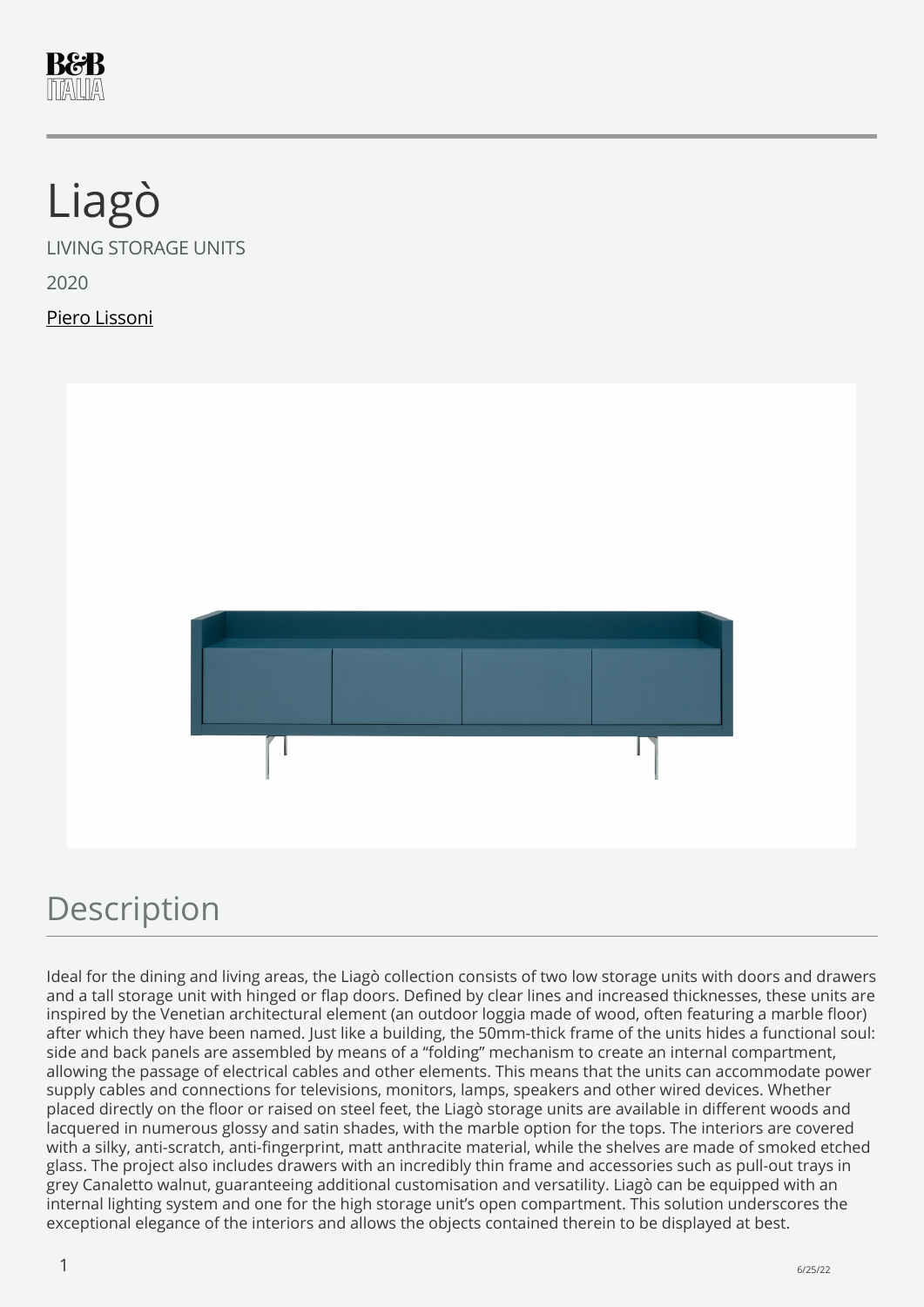# Liagò

LIVING STORAGE UNITS

2020

Piero Lissoni

## Description

Ideal for the dining and living areas, the Liagò collection consists of two low storage units with doors and drawers and a tall storage unit with hinged or flap doors. Defined by clear lines and increased thicknesses, these units are inspired by the Venetian architectural element (an outdoor loggia made of wood, often featuring a marble floor) after which they have been named. Just like a building, the 50mm-thick frame of the units hides a functional soul: side and back panels are assembled by means of a "folding" mechanism to create an internal compartment, allowing the passage of electrical cables and other elements. This means that the units can accommodate power supply cables and connections for televisions, monitors, lamps, speakers and other wired devices. Whether placed directly on the floor or raised on steel feet, the Liagò storage units are available in different woods and lacquered in numerous glossy and satin shades, with the marble option for the tops. The interiors are covered with a silky, anti-scratch, anti-fingerprint, matt anthracite material, while the shelves are made of smoked etched glass. The project also includes drawers with an incredibly thin frame and accessories such as pull-out trays in grey Canaletto walnut, guaranteeing additional customisation and versatility. Liagò can be equipped with an internal lighting system and one for the high storage unit's open compartment. This solution underscores the exceptional elegance of the interiors and allows the objects contained therein to be displayed at best.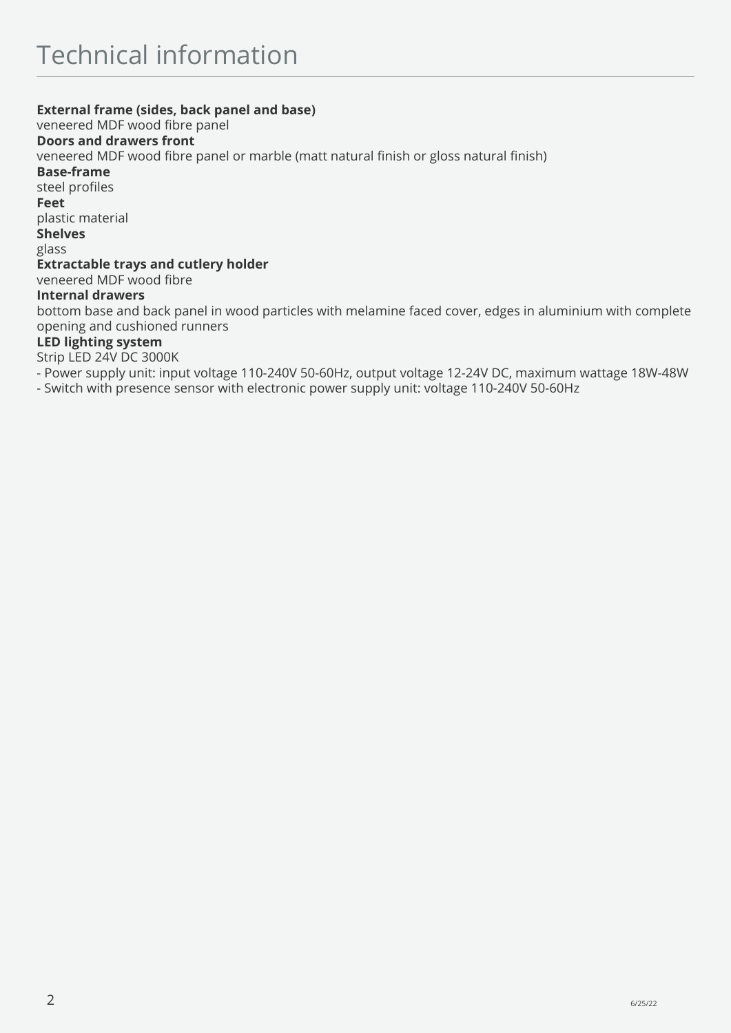# Technical information

**External frame (sides, back panel and base)**
veneered MDF wood fibre panel
**Doors and drawers front**
veneered MDF wood fibre panel or marble (matt natural finish or gloss natural finish)
**Base-frame**
steel profiles
**Feet**
plastic material
**Shelves**
glass
**Extractable trays and cutlery holder**
veneered MDF wood fibre
**Internal drawers**
bottom base and back panel in wood particles with melamine faced cover, edges in aluminium with complete opening and cushioned runners
**LED lighting system**
Strip LED 24V DC 3000K
- Power supply unit: input voltage 110-240V 50-60Hz, output voltage 12-24V DC, maximum wattage 18W-48W
- Switch with presence sensor with electronic power supply unit: voltage 110-240V 50-60Hz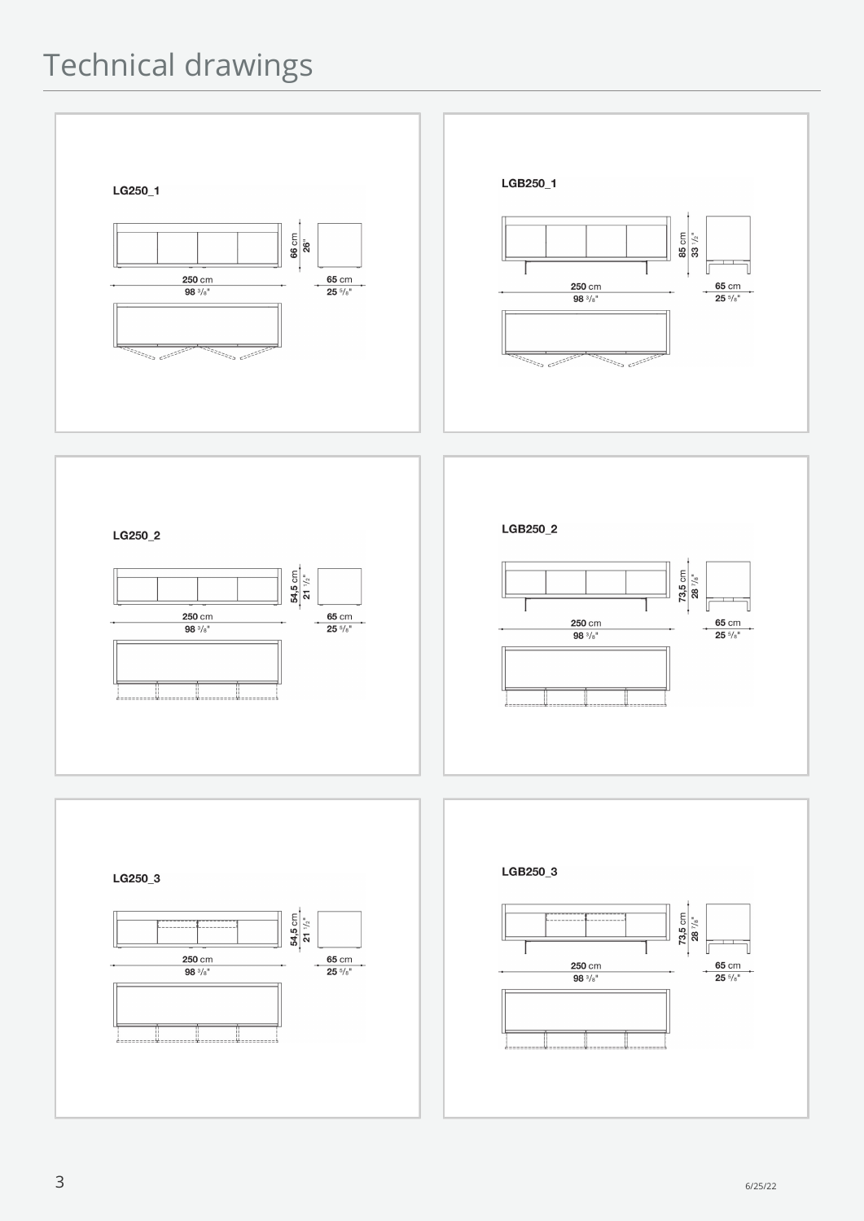# Technical drawings

**LG250_1**

66 cm / 26"

250 cm / 98 3/8"

65 cm / 25 5/8"

**LGB250_1**

85 cm / 33 1/2"

250 cm / 98 3/8"

65 cm / 25 5/8"

**LG250_2**

54,5 cm / 21 1/2"

250 cm / 98 3/8"

65 cm / 25 5/8"

**LGB250_2**

73,5 cm / 28 7/8"

250 cm / 98 3/8"

65 cm / 25 5/8"

**LG250_3**

54,5 cm / 21 1/2"

250 cm / 98 3/8"

65 cm / 25 5/8"

**LGB250_3**

73,5 cm / 28 7/8"

250 cm / 98 3/8"

65 cm / 25 5/8"

6/25/22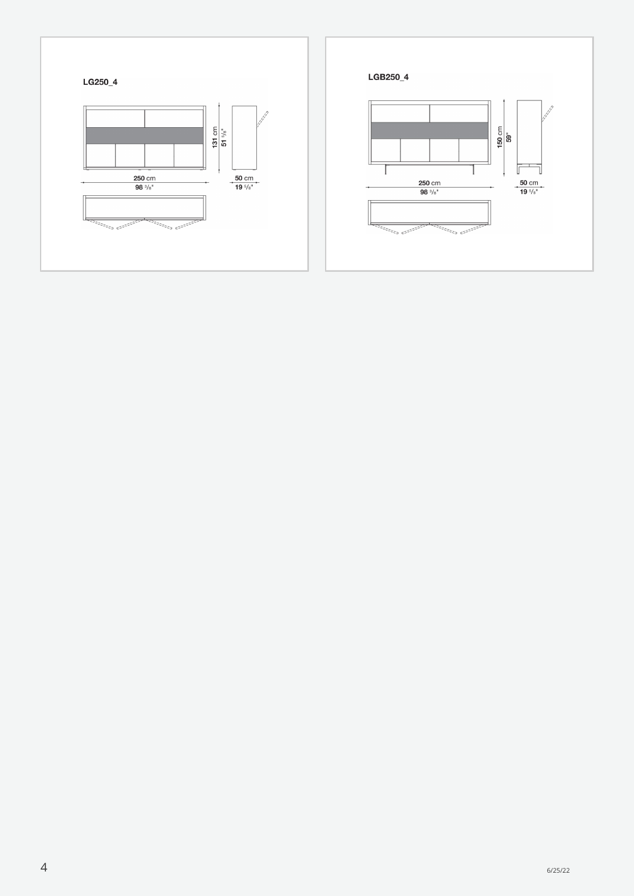LG250_4

131 cm
51 5/8"

250 cm
98 3/8"

50 cm
19 5/8"

LGB250_4

150 cm
59"

250 cm
98 3/8"

50 cm
19 5/8"

6/25/22